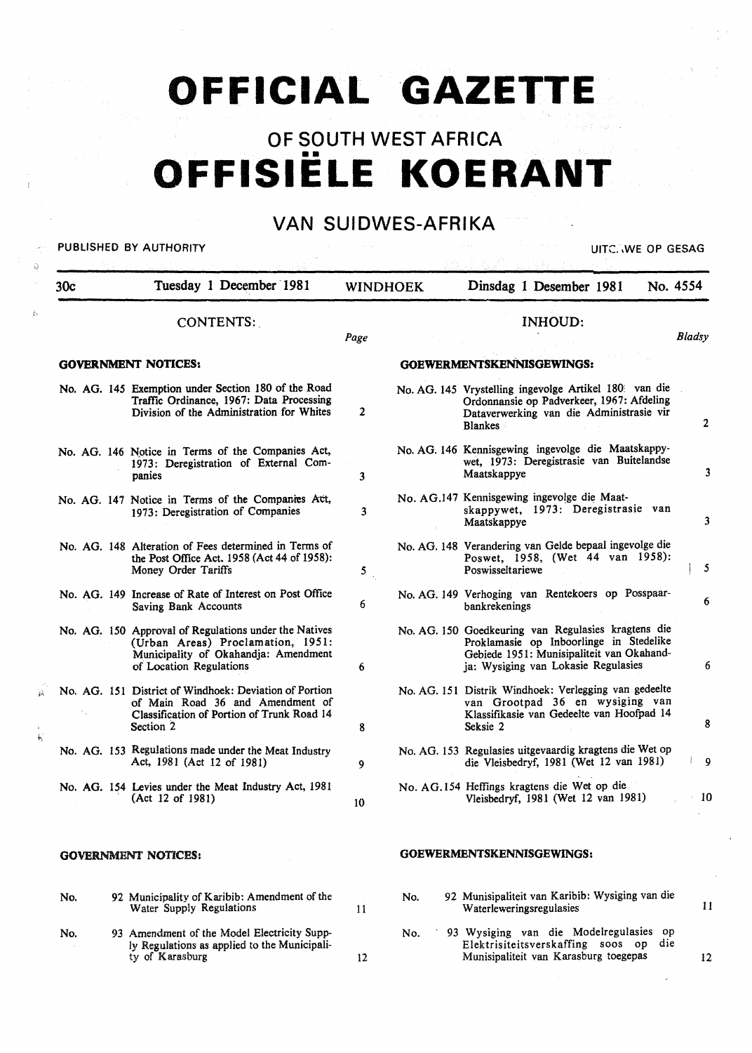# OFFICIAL GAZETTE

## OF SOUTH WEST AFRICA

# OFFISIËLE KOERANT

## VAN SUIDWES-AFRIKA

PUBLISHED BY AUTHORITY — UITGAWE OP GESAG

| 30c | Tuesday 1 December 1981 | WINDHOEK | Dinsdag 1 Desember 1981 | No. 4554 |
|---|---|---|---|---|

**CONTENTS:**

| | Page |
|---|---|
| **GOVERNMENT NOTICES:** | |
| No. AG. 145 Exemption under Section 180 of the Road Traffic Ordinance, 1967: Data Processing Division of the Administration for Whites | 2 |
| No. AG. 146 Notice in Terms of the Companies Act, 1973: Deregistration of External Companies | 3 |
| No. AG. 147 Notice in Terms of the Companies Act, 1973: Deregistration of Companies | 3 |
| No. AG. 148 Alteration of Fees determined in Terms of the Post Office Act, 1958 (Act 44 of 1958): Money Order Tariffs | 5 |
| No. AG. 149 Increase of Rate of Interest on Post Office Saving Bank Accounts | 6 |
| No. AG. 150 Approval of Regulations under the Natives (Urban Areas) Proclamation, 1951: Municipality of Okahandja: Amendment of Location Regulations | 6 |
| No. AG. 151 District of Windhoek: Deviation of Portion of Main Road 36 and Amendment of Classification of Portion of Trunk Road 14 Section 2 | 8 |
| No. AG. 153 Regulations made under the Meat Industry Act, 1981 (Act 12 of 1981) | 9 |
| No. AG. 154 Levies under the Meat Industry Act, 1981 (Act 12 of 1981) | 10 |
| **GOVERNMENT NOTICES:** | |
| No. 92 Municipality of Karibib: Amendment of the Water Supply Regulations | 11 |
| No. 93 Amendment of the Model Electricity Supply Regulations as applied to the Municipality of Karasburg | 12 |

**INHOUD:**

| | Bladsy |
|---|---|
| **GOEWERMENTSKENNISGEWINGS:** | |
| No. AG. 145 Vrystelling ingevolge Artikel 180 van die Ordonnansie op Padverkeer, 1967: Afdeling Dataverwerking van die Administrasie vir Blankes | 2 |
| No. AG. 146 Kennisgewing ingevolge die Maatskappywet, 1973: Deregistrasie van Buitelandse Maatskappye | 3 |
| No. AG.147 Kennisgewing ingevolge die Maatskappywet, 1973: Deregistrasie van Maatskappye | 3 |
| No. AG. 148 Verandering van Gelde bepaal ingevolge die Poswet, 1958, (Wet 44 van 1958): Poswisseltariewe | 5 |
| No. AG. 149 Verhoging van Rentekoers op Posspaarbankrekenings | 6 |
| No. AG. 150 Goedkeuring van Regulasies kragtens die Proklamasie op Inboorlinge in Stedelike Gebiede 1951: Munisipaliteit van Okahandja: Wysiging van Lokasie Regulasies | 6 |
| No. AG. 151 Distrik Windhoek: Verlegging van gedeelte van Grootpad 36 en wysiging van Klassifikasie van Gedeelte van Hoofpad 14 Seksie 2 | 8 |
| No. AG. 153 Regulasies uitgevaardig kragtens die Wet op die Vleisbedryf, 1981 (Wet 12 van 1981) | 9 |
| No. AG.154 Heffings kragtens die Wet op die Vleisbedryf, 1981 (Wet 12 van 1981) | 10 |
| **GOEWERMENTSKENNISGEWINGS:** | |
| No. 92 Munisipaliteit van Karibib: Wysiging van die Waterleweringsregulasies | 11 |
| No. 93 Wysiging van die Modelregulasies op Elektrisiteitsverskaffing soos op die Munisipaliteit van Karasburg toegepas | 12 |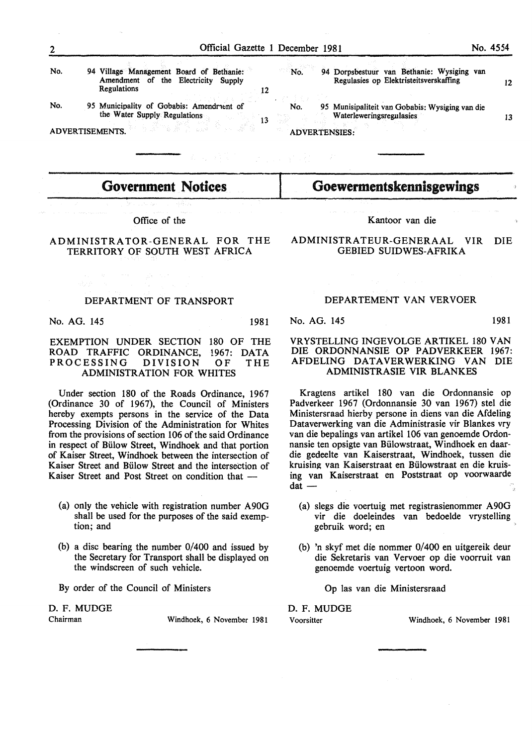| No. | | |
|---|---|---|
| No. | 94 Village Management Board of Bethanie: Amendment of the Electricity Supply Regulations | 12 |
| No. | 95 Municipality of Gobabis: Amendment of the Water Supply Regulations | 13 |

ADVERTISEMENTS.

| No. | | |
|---|---|---|
| No. | 94 Dorpsbestuur van Bethanie: Wysiging van Regulasies op Elektrisiteitsverskaffing | 12 |
| No. | 95 Munisipaliteit van Gobabis: Wysiging van die Waterleweringsregulasies | 13 |

ADVERTENSIES:

# Government Notices

Office of the

ADMINISTRATOR-GENERAL FOR THE TERRITORY OF SOUTH WEST AFRICA

DEPARTMENT OF TRANSPORT

No. AG. 145 1981

## EXEMPTION UNDER SECTION 180 OF THE ROAD TRAFFIC ORDINANCE, 1967: DATA PROCESSING DIVISION OF THE ADMINISTRATION FOR WHITES

Under section 180 of the Roads Ordinance, 1967 (Ordinance 30 of 1967), the Council of Ministers hereby exempts persons in the service of the Data Processing Division of the Administration for Whites from the provisions of section 106 of the said Ordinance in respect of Bülow Street, Windhoek and that portion of Kaiser Street, Windhoek between the intersection of Kaiser Street and Bülow Street and the intersection of Kaiser Street and Post Street on condition that —

(a) only the vehicle with registration number A90G shall be used for the purposes of the said exemption; and

(b) a disc bearing the number 0/400 and issued by the Secretary for Transport shall be displayed on the windscreen of such vehicle.

By order of the Council of Ministers

D. F. MUDGE
Chairman

Windhoek, 6 November 1981

# Goewermentskennisgewings

Kantoor van die

ADMINISTRATEUR-GENERAAL VIR DIE GEBIED SUIDWES-AFRIKA

DEPARTEMENT VAN VERVOER

No. AG. 145 1981

## VRYSTELLING INGEVOLGE ARTIKEL 180 VAN DIE ORDONNANSIE OP PADVERKEER 1967: AFDELING DATAVERWERKING VAN DIE ADMINISTRASIE VIR BLANKES

Kragtens artikel 180 van die Ordonnansie op Padverkeer 1967 (Ordonnansie 30 van 1967) stel die Ministersraad hierby persone in diens van die Afdeling Dataverwerking van die Administrasie vir Blankes vry van die bepalings van artikel 106 van genoemde Ordonnansie ten opsigte van Bülowstraat, Windhoek en daardie gedeelte van Kaiserstraat, Windhoek, tussen die kruising van Kaiserstraat en Bülowstraat en die kruising van Kaiserstraat en Poststraat op voorwaarde dat —

(a) slegs die voertuig met registrasienommer A90G vir die doeleindes van bedoelde vrystelling gebruik word; en

(b) 'n skyf met die nommer 0/400 en uitgereik deur die Sekretaris van Vervoer op die voorruit van genoemde voertuig vertoon word.

Op las van die Ministersraad

D. F. MUDGE
Voorsitter

Windhoek, 6 November 1981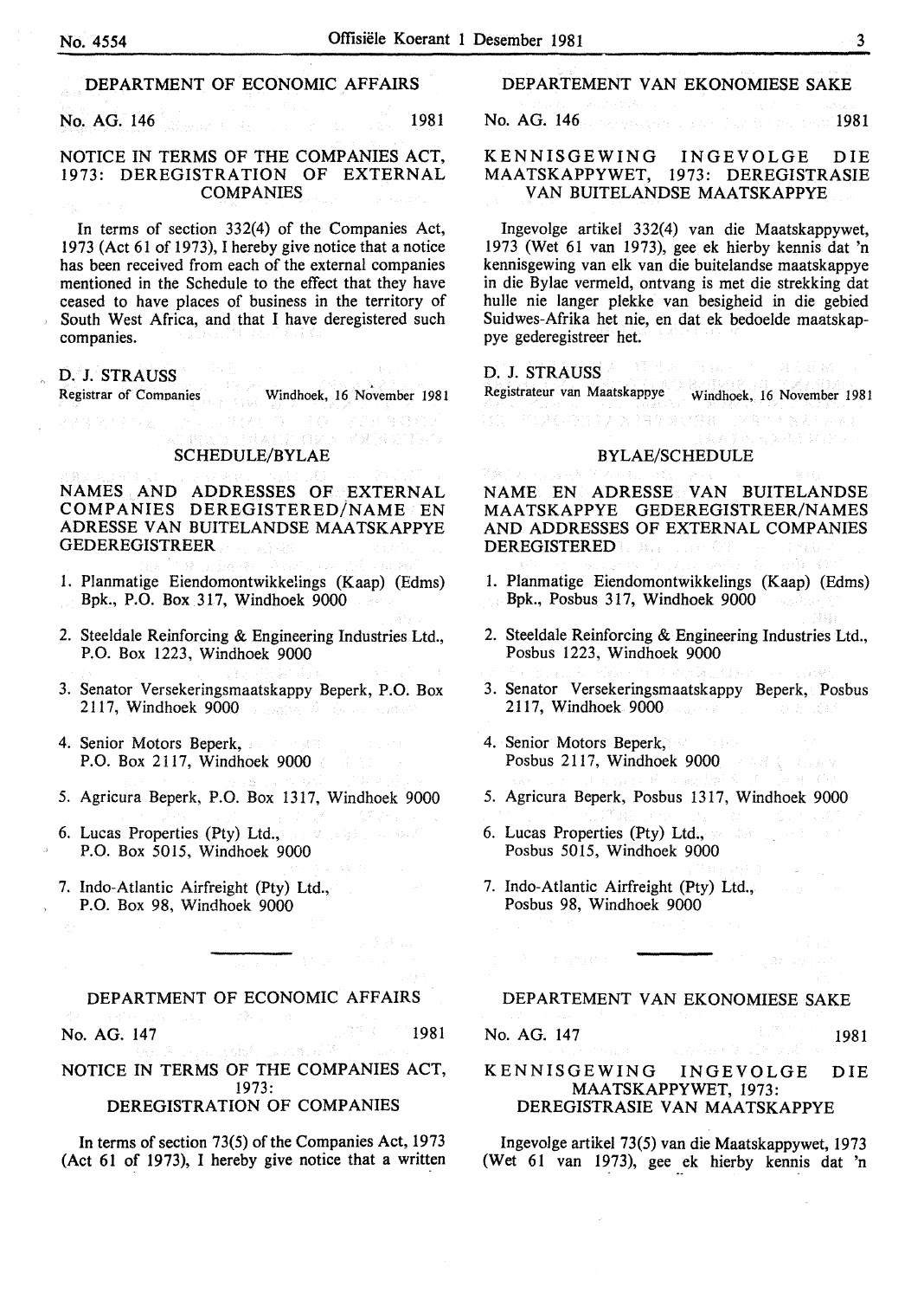## DEPARTMENT OF ECONOMIC AFFAIRS

No. AG. 146 1981

### NOTICE IN TERMS OF THE COMPANIES ACT, 1973: DEREGISTRATION OF EXTERNAL COMPANIES

In terms of section 332(4) of the Companies Act, 1973 (Act 61 of 1973), I hereby give notice that a notice has been received from each of the external companies mentioned in the Schedule to the effect that they have ceased to have places of business in the territory of South West Africa, and that I have deregistered such companies.

D. J. STRAUSS
Registrar of Companies Windhoek, 16 November 1981

### SCHEDULE/BYLAE

### NAMES AND ADDRESSES OF EXTERNAL COMPANIES DEREGISTERED/NAME EN ADRESSE VAN BUITELANDSE MAATSKAPPYE GEDEREGISTREER

1. Planmatige Eiendomontwikkelings (Kaap) (Edms) Bpk., P.O. Box 317, Windhoek 9000
2. Steeldale Reinforcing & Engineering Industries Ltd., P.O. Box 1223, Windhoek 9000
3. Senator Versekeringsmaatskappy Beperk, P.O. Box 2117, Windhoek 9000
4. Senior Motors Beperk, P.O. Box 2117, Windhoek 9000
5. Agricura Beperk, P.O. Box 1317, Windhoek 9000
6. Lucas Properties (Pty) Ltd., P.O. Box 5015, Windhoek 9000
7. Indo-Atlantic Airfreight (Pty) Ltd., P.O. Box 98, Windhoek 9000

## DEPARTEMENT VAN EKONOMIESE SAKE

No. AG. 146 1981

### KENNISGEWING INGEVOLGE DIE MAATSKAPPYWET, 1973: DEREGISTRASIE VAN BUITELANDSE MAATSKAPPYE

Ingevolge artikel 332(4) van die Maatskappywet, 1973 (Wet 61 van 1973), gee ek hierby kennis dat 'n kennisgewing van elk van die buitelandse maatskappye in die Bylae vermeld, ontvang is met die strekking dat hulle nie langer plekke van besigheid in die gebied Suidwes-Afrika het nie, en dat ek bedoelde maatskappye gederegistreer het.

D. J. STRAUSS
Registrateur van Maatskappye Windhoek, 16 November 1981

### BYLAE/SCHEDULE

### NAME EN ADRESSE VAN BUITELANDSE MAATSKAPPYE GEDEREGISTREER/NAMES AND ADDRESSES OF EXTERNAL COMPANIES DEREGISTERED

1. Planmatige Eiendomontwikkelings (Kaap) (Edms) Bpk., Posbus 317, Windhoek 9000
2. Steeldale Reinforcing & Engineering Industries Ltd., Posbus 1223, Windhoek 9000
3. Senator Versekeringsmaatskappy Beperk, Posbus 2117, Windhoek 9000
4. Senior Motors Beperk, Posbus 2117, Windhoek 9000
5. Agricura Beperk, Posbus 1317, Windhoek 9000
6. Lucas Properties (Pty) Ltd., Posbus 5015, Windhoek 9000
7. Indo-Atlantic Airfreight (Pty) Ltd., Posbus 98, Windhoek 9000

## DEPARTMENT OF ECONOMIC AFFAIRS

No. AG. 147 1981

### NOTICE IN TERMS OF THE COMPANIES ACT, 1973: DEREGISTRATION OF COMPANIES

In terms of section 73(5) of the Companies Act, 1973 (Act 61 of 1973), I hereby give notice that a written

## DEPARTEMENT VAN EKONOMIESE SAKE

No. AG. 147 1981

### KENNISGEWING INGEVOLGE DIE MAATSKAPPYWET, 1973: DEREGISTRASIE VAN MAATSKAPPYE

Ingevolge artikel 73(5) van die Maatskappywet, 1973 (Wet 61 van 1973), gee ek hierby kennis dat 'n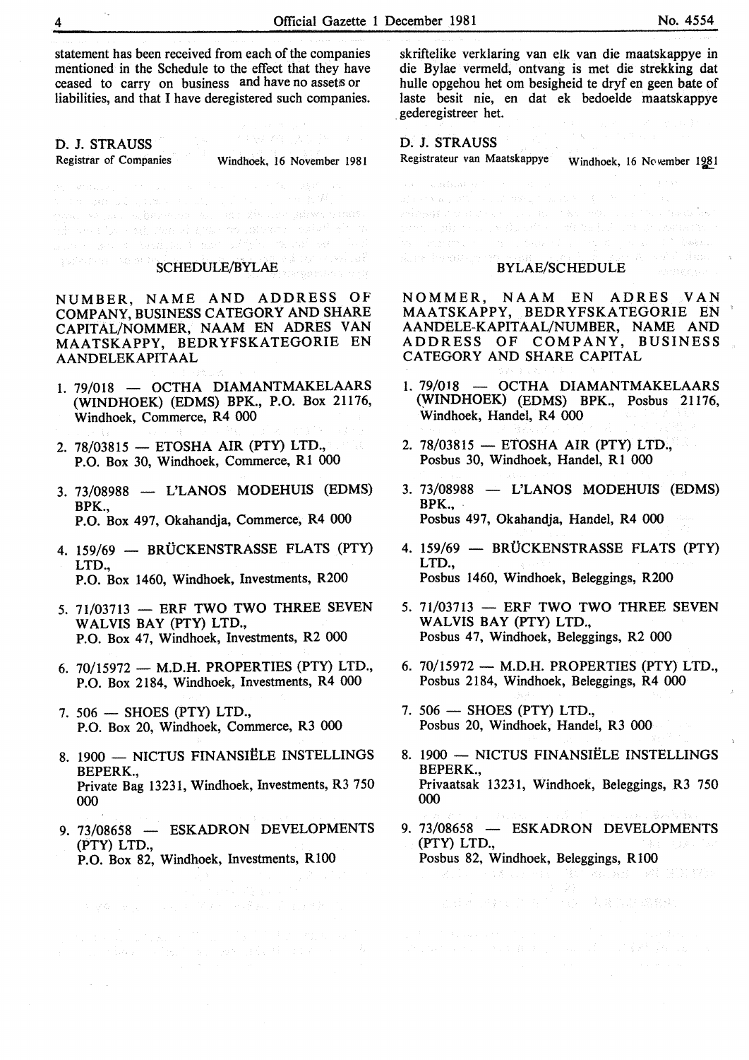statement has been received from each of the companies mentioned in the Schedule to the effect that they have ceased to carry on business and have no assets or liabilities, and that I have deregistered such companies.

D. J. STRAUSS
Registrar of Companies — Windhoek, 16 November 1981

## SCHEDULE/BYLAE

NUMBER, NAME AND ADDRESS OF COMPANY, BUSINESS CATEGORY AND SHARE CAPITAL/NOMMER, NAAM EN ADRES VAN MAATSKAPPY, BEDRYFSKATEGORIE EN AANDELEKAPITAAL

1. 79/018 — OCTHA DIAMANTMAKELAARS (WINDHOEK) (EDMS) BPK., P.O. Box 21176, Windhoek, Commerce, R4 000
2. 78/03815 — ETOSHA AIR (PTY) LTD., P.O. Box 30, Windhoek, Commerce, R1 000
3. 73/08988 — L'LANOS MODEHUIS (EDMS) BPK., P.O. Box 497, Okahandja, Commerce, R4 000
4. 159/69 — BRÜCKENSTRASSE FLATS (PTY) LTD., P.O. Box 1460, Windhoek, Investments, R200
5. 71/03713 — ERF TWO TWO THREE SEVEN WALVIS BAY (PTY) LTD., P.O. Box 47, Windhoek, Investments, R2 000
6. 70/15972 — M.D.H. PROPERTIES (PTY) LTD., P.O. Box 2184, Windhoek, Investments, R4 000
7. 506 — SHOES (PTY) LTD., P.O. Box 20, Windhoek, Commerce, R3 000
8. 1900 — NICTUS FINANSIËLE INSTELLINGS BEPERK., Private Bag 13231, Windhoek, Investments, R3 750 000
9. 73/08658 — ESKADRON DEVELOPMENTS (PTY) LTD., P.O. Box 82, Windhoek, Investments, R100

skriftelike verklaring van elk van die maatskappye in die Bylae vermeld, ontvang is met die strekking dat hulle opgehou het om besigheid te dryf en geen bate of laste besit nie, en dat ek bedoelde maatskappye gederegistreer het.

D. J. STRAUSS
Registrateur van Maatskappye — Windhoek, 16 November 1981

## BYLAE/SCHEDULE

NOMMER, NAAM EN ADRES VAN MAATSKAPPY, BEDRYFSKATEGORIE EN AANDELE-KAPITAAL/NUMBER, NAME AND ADDRESS OF COMPANY, BUSINESS CATEGORY AND SHARE CAPITAL

1. 79/018 — OCTHA DIAMANTMAKELAARS (WINDHOEK) (EDMS) BPK., Posbus 21176, Windhoek, Handel, R4 000
2. 78/03815 — ETOSHA AIR (PTY) LTD., Posbus 30, Windhoek, Handel, R1 000
3. 73/08988 — L'LANOS MODEHUIS (EDMS) BPK., Posbus 497, Okahandja, Handel, R4 000
4. 159/69 — BRÜCKENSTRASSE FLATS (PTY) LTD., Posbus 1460, Windhoek, Beleggings, R200
5. 71/03713 — ERF TWO TWO THREE SEVEN WALVIS BAY (PTY) LTD., Posbus 47, Windhoek, Beleggings, R2 000
6. 70/15972 — M.D.H. PROPERTIES (PTY) LTD., Posbus 2184, Windhoek, Beleggings, R4 000
7. 506 — SHOES (PTY) LTD., Posbus 20, Windhoek, Handel, R3 000
8. 1900 — NICTUS FINANSIËLE INSTELLINGS BEPERK., Privaatsak 13231, Windhoek, Beleggings, R3 750 000
9. 73/08658 — ESKADRON DEVELOPMENTS (PTY) LTD., Posbus 82, Windhoek, Beleggings, R100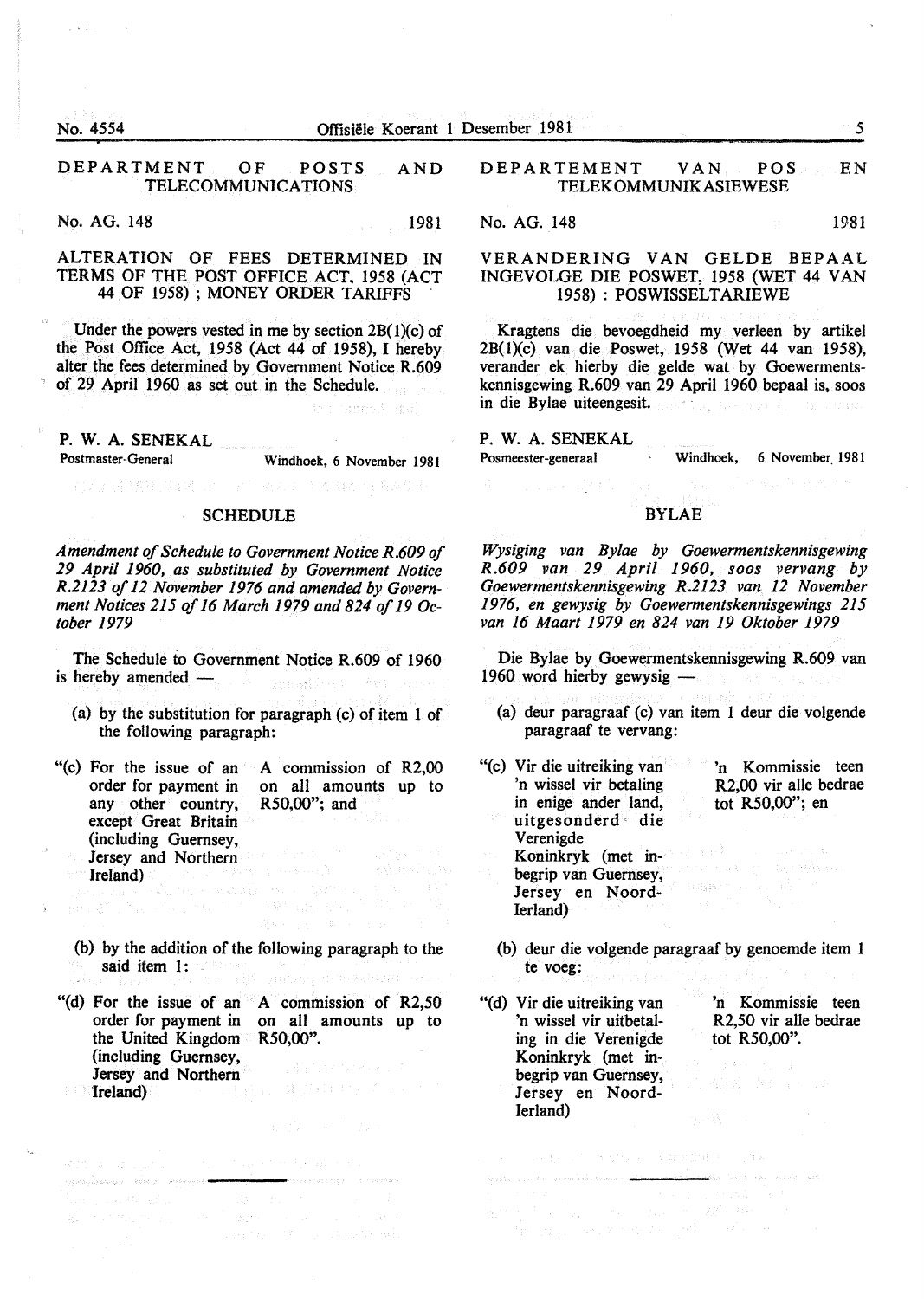## DEPARTMENT OF POSTS AND TELECOMMUNICATIONS

No. AG. 148 1981

### ALTERATION OF FEES DETERMINED IN TERMS OF THE POST OFFICE ACT, 1958 (ACT 44 OF 1958) ; MONEY ORDER TARIFFS

Under the powers vested in me by section 2B(1)(c) of the Post Office Act, 1958 (Act 44 of 1958), I hereby alter the fees determined by Government Notice R.609 of 29 April 1960 as set out in the Schedule.

P. W. A. SENEKAL
Postmaster-General

Windhoek, 6 November 1981

### SCHEDULE

*Amendment of Schedule to Government Notice R.609 of 29 April 1960, as substituted by Government Notice R.2123 of 12 November 1976 and amended by Government Notices 215 of 16 March 1979 and 824 of 19 October 1979*

The Schedule to Government Notice R.609 of 1960 is hereby amended —

(a) by the substitution for paragraph (c) of item 1 of the following paragraph:

| | |
|---|---|
| "(c) For the issue of an order for payment in any other country, except Great Britain (including Guernsey, Jersey and Northern Ireland) | A commission of R2,00 on all amounts up to R50,00"; and |

(b) by the addition of the following paragraph to the said item 1:

| | |
|---|---|
| "(d) For the issue of an order for payment in the United Kingdom (including Guernsey, Jersey and Northern Ireland) | A commission of R2,50 on all amounts up to R50,00". |

## DEPARTEMENT VAN POS EN TELEKOMMUNIKASIEWESE

No. AG. 148 1981

### VERANDERING VAN GELDE BEPAAL INGEVOLGE DIE POSWET, 1958 (WET 44 VAN 1958) : POSWISSELTARIEWE

Kragtens die bevoegdheid my verleen by artikel 2B(1)(c) van die Poswet, 1958 (Wet 44 van 1958), verander ek hierby die gelde wat by Goewermentskennisgewing R.609 van 29 April 1960 bepaal is, soos in die Bylae uiteengesit.

P. W. A. SENEKAL
Posmeester-generaal

Windhoek, 6 November 1981

### BYLAE

*Wysiging van Bylae by Goewermentskennisgewing R.609 van 29 April 1960, soos vervang by Goewermentskennisgewing R.2123 van 12 November 1976, en gewysig by Goewermentskennisgewings 215 van 16 Maart 1979 en 824 van 19 Oktober 1979*

Die Bylae by Goewermentskennisgewing R.609 van 1960 word hierby gewysig —

(a) deur paragraaf (c) van item 1 deur die volgende paragraaf te vervang:

| | |
|---|---|
| "(c) Vir die uitreiking van 'n wissel vir betaling in enige ander land, uitgesonderd die Verenigde Koninkryk (met inbegrip van Guernsey, Jersey en Noord-Ierland) | 'n Kommissie teen R2,00 vir alle bedrae tot R50,00"; en |

(b) deur die volgende paragraaf by genoemde item 1 te voeg:

| | |
|---|---|
| "(d) Vir die uitreiking van 'n wissel vir uitbetaling in die Verenigde Koninkryk (met inbegrip van Guernsey, Jersey en Noord-Ierland) | 'n Kommissie teen R2,50 vir alle bedrae tot R50,00". |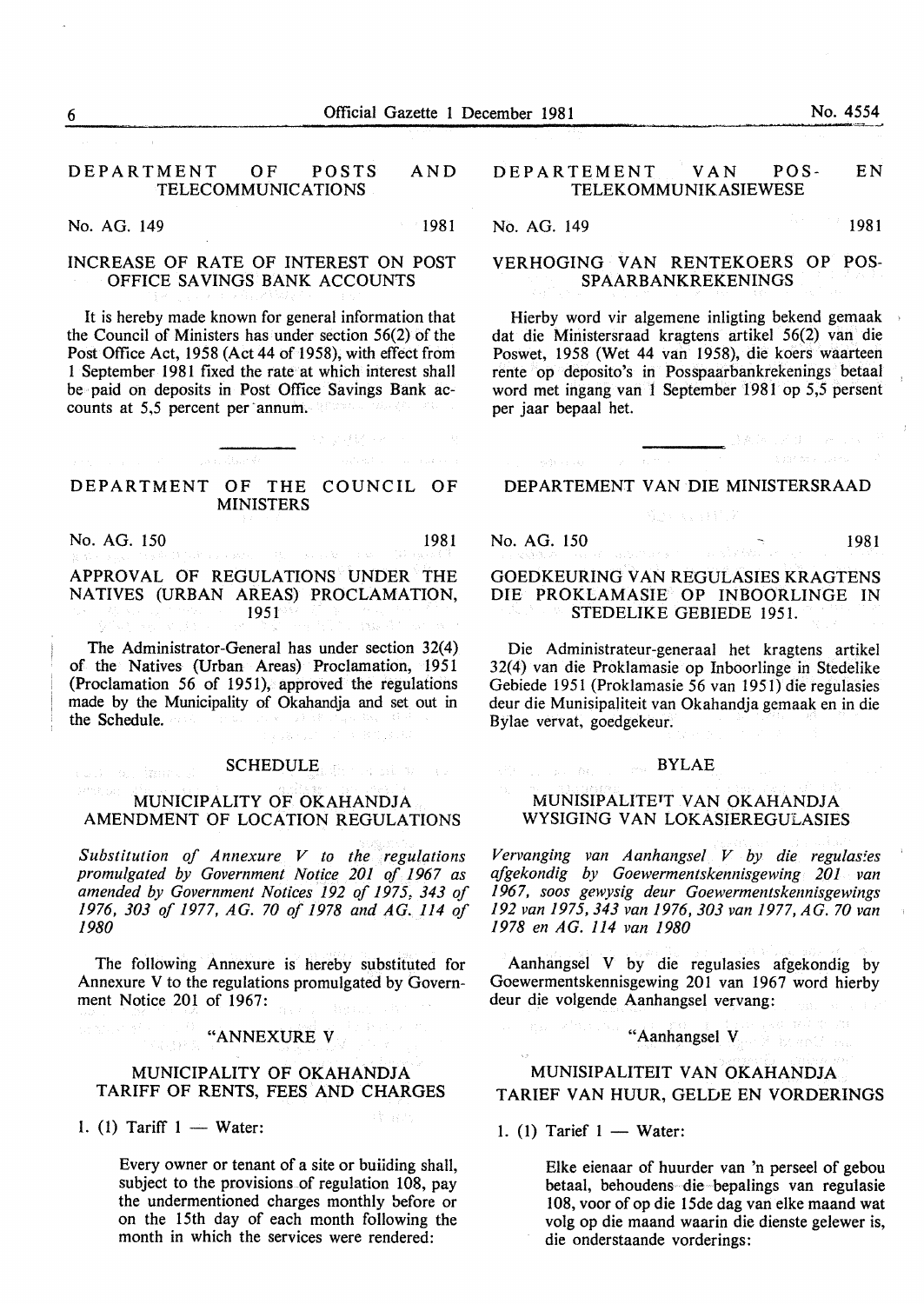## DEPARTMENT OF POSTS AND TELECOMMUNICATIONS

No. AG. 149 1981

### INCREASE OF RATE OF INTEREST ON POST OFFICE SAVINGS BANK ACCOUNTS

It is hereby made known for general information that the Council of Ministers has under section 56(2) of the Post Office Act, 1958 (Act 44 of 1958), with effect from 1 September 1981 fixed the rate at which interest shall be paid on deposits in Post Office Savings Bank accounts at 5,5 percent per annum.

---

## DEPARTMENT OF THE COUNCIL OF MINISTERS

No. AG. 150 1981

### APPROVAL OF REGULATIONS UNDER THE NATIVES (URBAN AREAS) PROCLAMATION, 1951

The Administrator-General has under section 32(4) of the Natives (Urban Areas) Proclamation, 1951 (Proclamation 56 of 1951), approved the regulations made by the Municipality of Okahandja and set out in the Schedule.

#### SCHEDULE

#### MUNICIPALITY OF OKAHANDJA AMENDMENT OF LOCATION REGULATIONS

*Substitution of Annexure V to the regulations promulgated by Government Notice 201 of 1967 as amended by Government Notices 192 of 1975, 343 of 1976, 303 of 1977, AG. 70 of 1978 and AG. 114 of 1980*

The following Annexure is hereby substituted for Annexure V to the regulations promulgated by Government Notice 201 of 1967:

"ANNEXURE V

#### MUNICIPALITY OF OKAHANDJA TARIFF OF RENTS, FEES AND CHARGES

1. (1) Tariff 1 — Water:

Every owner or tenant of a site or building shall, subject to the provisions of regulation 108, pay the undermentioned charges monthly before or on the 15th day of each month following the month in which the services were rendered:

## DEPARTEMENT VAN POS- EN TELEKOMMUNIKASIEWESE

No. AG. 149 1981

### VERHOGING VAN RENTEKOERS OP POSSPAARBANKREKENINGS

Hierby word vir algemene inligting bekend gemaak dat die Ministersraad kragtens artikel 56(2) van die Poswet, 1958 (Wet 44 van 1958), die koers waarteen rente op deposito's in Posspaarbankrekenings betaal word met ingang van 1 September 1981 op 5,5 persent per jaar bepaal het.

---

## DEPARTEMENT VAN DIE MINISTERSRAAD

No. AG. 150 1981

### GOEDKEURING VAN REGULASIES KRAGTENS DIE PROKLAMASIE OP INBOORLINGE IN STEDELIKE GEBIEDE 1951.

Die Administrateur-generaal het kragtens artikel 32(4) van die Proklamasie op Inboorlinge in Stedelike Gebiede 1951 (Proklamasie 56 van 1951) die regulasies deur die Munisipaliteit van Okahandja gemaak en in die Bylae vervat, goedgekeur.

#### BYLAE

#### MUNISIPALITEIT VAN OKAHANDJA WYSIGING VAN LOKASIEREGULASIES

*Vervanging van Aanhangsel V by die regulasies afgekondig by Goewermentskennisgewing 201 van 1967, soos gewysig deur Goewermentskennisgewings 192 van 1975, 343 van 1976, 303 van 1977, AG. 70 van 1978 en AG. 114 van 1980*

Aanhangsel V by die regulasies afgekondig by Goewermentskennisgewing 201 van 1967 word hierby deur die volgende Aanhangsel vervang:

"Aanhangsel V

#### MUNISIPALITEIT VAN OKAHANDJA TARIEF VAN HUUR, GELDE EN VORDERINGS

1. (1) Tarief 1 — Water:

Elke eienaar of huurder van 'n perseel of gebou betaal, behoudens die bepalings van regulasie 108, voor of op die 15de dag van elke maand wat volg op die maand waarin die dienste gelewer is, die onderstaande vorderings: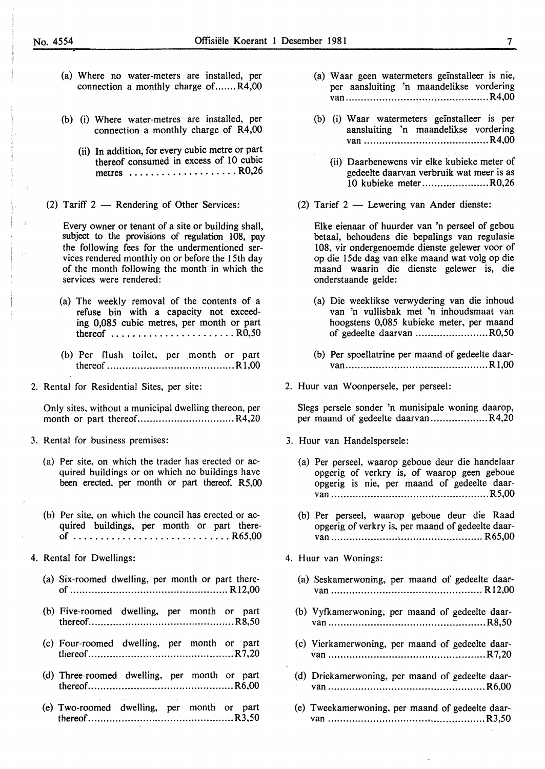(a) Where no water-meters are installed, per connection a monthly charge of....... R4,00

(b) (i) Where water-metres are installed, per connection a monthly charge of R4,00

(ii) In addition, for every cubic metre or part thereof consumed in excess of 10 cubic metres .................... R0,26

(2) Tariff 2 — Rendering of Other Services:

Every owner or tenant of a site or building shall, subject to the provisions of regulation 108, pay the following fees for the undermentioned services rendered monthly on or before the 15th day of the month following the month in which the services were rendered:

(a) The weekly removal of the contents of a refuse bin with a capacity not exceeding 0,085 cubic metres, per month or part thereof ....................... R0,50

(b) Per flush toilet, per month or part thereof ......................................... R1,00

2. Rental for Residential Sites, per site:

Only sites, without a municipal dwelling thereon, per month or part thereof............................... R4,20

3. Rental for business premises:

(a) Per site, on which the trader has erected or acquired buildings or on which no buildings have been erected, per month or part thereof. R5,00

(b) Per site, on which the council has erected or acquired buildings, per month or part thereof ............................. R65,00

4. Rental for Dwellings:

(a) Six-roomed dwelling, per month or part thereof .................................................. R12,00

(b) Five-roomed dwelling, per month or part thereof............................................... R8,50

(c) Four-roomed dwelling, per month or part thereof............................................... R7,20

(d) Three-roomed dwelling, per month or part thereof............................................... R6,00

(e) Two-roomed dwelling, per month or part thereof............................................... R3,50

(a) Waar geen watermeters geïnstalleer is nie, per aansluiting 'n maandelikse vordering van............................................. R4,00

(b) (i) Waar watermeters geïnstalleer is per aansluiting 'n maandelikse vordering van ....................................... R4,00

(ii) Daarbenewens vir elke kubieke meter of gedeelte daarvan verbruik wat meer is as 10 kubieke meter...................... R0,26

(2) Tarief 2 — Lewering van Ander dienste:

Elke eienaar of huurder van 'n perseel of gebou betaal, behoudens die bepalings van regulasie 108, vir ondergenoemde dienste gelewer voor of op die 15de dag van elke maand wat volg op die maand waarin die dienste gelewer is, die onderstaande gelde:

(a) Die weeklikse verwydering van die inhoud van 'n vullisbak met 'n inhoudsmaat van hoogstens 0,085 kubieke meter, per maand of gedeelte daarvan ........................ R0,50

(b) Per spoellatrine per maand of gedeelte daarvan............................................. R1,00

2. Huur van Woonpersele, per perseel:

Slegs persele sonder 'n munisipale woning daarop, per maand of gedeelte daarvan.................. R4,20

3. Huur van Handelspersele:

(a) Per perseel, waarop geboue deur die handelaar opgerig of verkry is, of waarop geen geboue opgerig is nie, per maand of gedeelte daarvan ................................................... R5,00

(b) Per perseel, waarop geboue deur die Raad opgerig of verkry is, per maand of gedeelte daarvan ................................................. R65,00

4. Huur van Wonings:

(a) Seskamerwoning, per maand of gedeelte daarvan ................................................ R12,00

(b) Vyfkamerwoning, per maand of gedeelte daarvan ................................................... R8,50

(c) Vierkamerwoning, per maand of gedeelte daarvan .................................................. R7,20

(d) Driekamerwoning, per maand of gedeelte daarvan .................................................. R6,00

(e) Tweekamerwoning, per maand of gedeelte daarvan .................................................. R3,50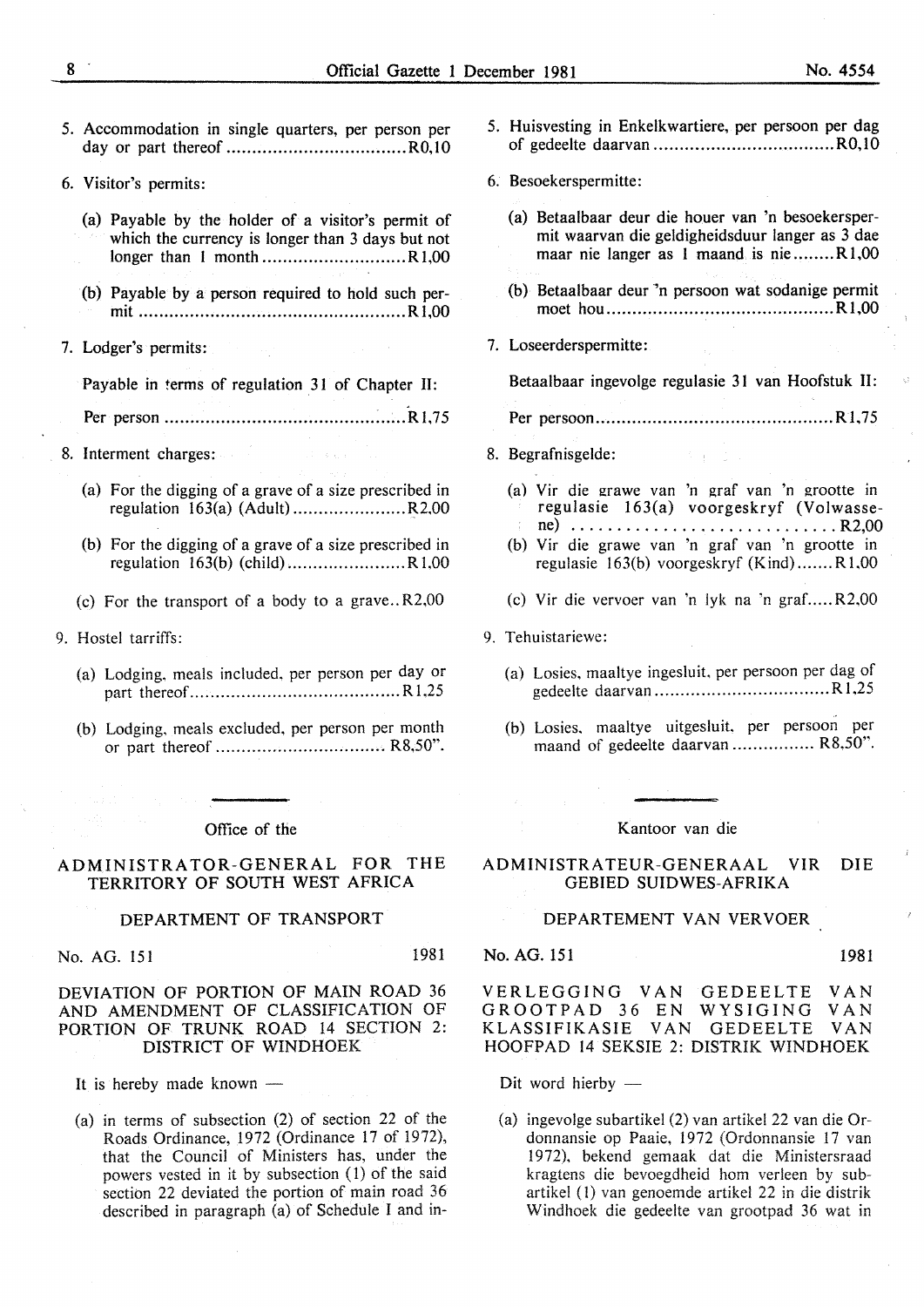5. Accommodation in single quarters, per person per day or part thereof .................................. R0,10

6. Visitor's permits:

   (a) Payable by the holder of a visitor's permit of which the currency is longer than 3 days but not longer than 1 month ........................... R1,00

   (b) Payable by a person required to hold such permit ................................................. R1,00

7. Lodger's permits:

   Payable in terms of regulation 31 of Chapter II:

   Per person ............................................. R1,75

8. Interment charges:

   (a) For the digging of a grave of a size prescribed in regulation 163(a) (Adult) ...................... R2,00

   (b) For the digging of a grave of a size prescribed in regulation 163(b) (child) ...................... R1,00

   (c) For the transport of a body to a grave.. R2,00

9. Hostel tarriffs:

   (a) Lodging, meals included, per person per day or part thereof........................................ R1,25

   (b) Lodging, meals excluded, per person per month or part thereof ................................ R8,50".

5. Huisvesting in Enkelkwartiere, per persoon per dag of gedeelte daarvan .................................. R0,10

6. Besoekerspermitte:

   (a) Betaalbaar deur die houer van 'n besoekerspermit waarvan die geldigheidsduur langer as 3 dae maar nie langer as 1 maand is nie........ R1,00

   (b) Betaalbaar deur 'n persoon wat sodanige permit moet hou.......................................... R1,00

7. Loseerderspermitte:

   Betaalbaar ingevolge regulasie 31 van Hoofstuk II:

   Per persoon............................................ R1,75

8. Begrafnisgelde:

   (a) Vir die grawe van 'n graf van 'n grootte in regulasie 163(a) voorgeskryf (Volwassene) .............................. R2,00

   (b) Vir die grawe van 'n graf van 'n grootte in regulasie 163(b) voorgeskryf (Kind)....... R1,00

   (c) Vir die vervoer van 'n lyk na 'n graf..... R2,00

9. Tehuistariewe:

   (a) Losies, maaltye ingesluit, per persoon per dag of gedeelte daarvan ................................ R1,25

   (b) Losies, maaltye uitgesluit, per persoon per maand of gedeelte daarvan ............... R8,50".

---

Office of the

## ADMINISTRATOR-GENERAL FOR THE TERRITORY OF SOUTH WEST AFRICA

DEPARTMENT OF TRANSPORT

No. AG. 151 1981

### DEVIATION OF PORTION OF MAIN ROAD 36 AND AMENDMENT OF CLASSIFICATION OF PORTION OF TRUNK ROAD 14 SECTION 2: DISTRICT OF WINDHOEK

It is hereby made known —

(a) in terms of subsection (2) of section 22 of the Roads Ordinance, 1972 (Ordinance 17 of 1972), that the Council of Ministers has, under the powers vested in it by subsection (1) of the said section 22 deviated the portion of main road 36 described in paragraph (a) of Schedule I and in-

---

Kantoor van die

## ADMINISTRATEUR-GENERAAL VIR DIE GEBIED SUIDWES-AFRIKA

DEPARTEMENT VAN VERVOER

No. AG. 151 1981

### VERLEGGING VAN GEDEELTE VAN GROOTPAD 36 EN WYSIGING VAN KLASSIFIKASIE VAN GEDEELTE VAN HOOFPAD 14 SEKSIE 2: DISTRIK WINDHOEK

Dit word hierby —

(a) ingevolge subartikel (2) van artikel 22 van die Ordonnansie op Paaie, 1972 (Ordonnansie 17 van 1972), bekend gemaak dat die Ministersraad kragtens die bevoegdheid hom verleen by subartikel (1) van genoemde artikel 22 in die distrik Windhoek die gedeelte van grootpad 36 wat in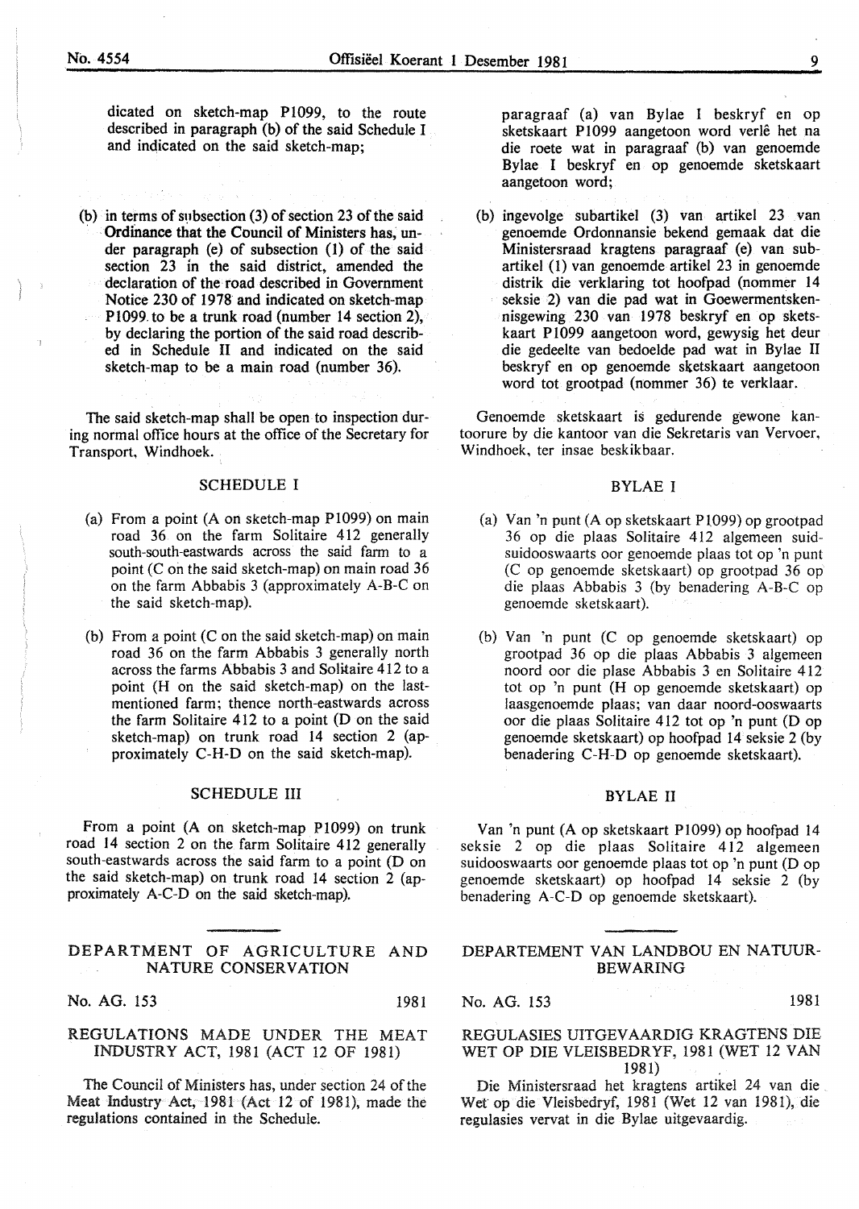dicated on sketch-map P1099, to the route described in paragraph (b) of the said Schedule I and indicated on the said sketch-map;

(b) in terms of subsection (3) of section 23 of the said Ordinance that the Council of Ministers has, under paragraph (e) of subsection (1) of the said section 23 in the said district, amended the declaration of the road described in Government Notice 230 of 1978 and indicated on sketch-map P1099 to be a trunk road (number 14 section 2), by declaring the portion of the said road described in Schedule II and indicated on the said sketch-map to be a main road (number 36).

The said sketch-map shall be open to inspection during normal office hours at the office of the Secretary for Transport, Windhoek.

SCHEDULE I

(a) From a point (A on sketch-map P1099) on main road 36 on the farm Solitaire 412 generally south-south-eastwards across the said farm to a point (C on the said sketch-map) on main road 36 on the farm Abbabis 3 (approximately A-B-C on the said sketch-map).

(b) From a point (C on the said sketch-map) on main road 36 on the farm Abbabis 3 generally north across the farms Abbabis 3 and Solitaire 412 to a point (H on the said sketch-map) on the last-mentioned farm; thence north-eastwards across the farm Solitaire 412 to a point (D on the said sketch-map) on trunk road 14 section 2 (approximately C-H-D on the said sketch-map).

SCHEDULE III

From a point (A on sketch-map P1099) on trunk road 14 section 2 on the farm Solitaire 412 generally south-eastwards across the said farm to a point (D on the said sketch-map) on trunk road 14 section 2 (approximately A-C-D on the said sketch-map).

paragraaf (a) van Bylae I beskryf en op sketskaart P1099 aangetoon word verlê het na die roete wat in paragraaf (b) van genoemde Bylae I beskryf en op genoemde sketskaart aangetoon word;

(b) ingevolge subartikel (3) van artikel 23 van genoemde Ordonnansie bekend gemaak dat die Ministersraad kragtens paragraaf (e) van subartikel (1) van genoemde artikel 23 in genoemde distrik die verklaring tot hoofpad (nommer 14 seksie 2) van die pad wat in Goewermentskennisgewing 230 van 1978 beskryf en op sketskaart P1099 aangetoon word, gewysig het deur die gedeelte van bedoelde pad wat in Bylae II beskryf en op genoemde sketskaart aangetoon word tot grootpad (nommer 36) te verklaar.

Genoemde sketskaart is gedurende gewone kantoorure by die kantoor van die Sekretaris van Vervoer, Windhoek, ter insae beskikbaar.

BYLAE I

(a) Van 'n punt (A op sketskaart P1099) op grootpad 36 op die plaas Solitaire 412 algemeen suid-suidooswaarts oor genoemde plaas tot op 'n punt (C op genoemde sketskaart) op grootpad 36 op die plaas Abbabis 3 (by benadering A-B-C op genoemde sketskaart).

(b) Van 'n punt (C op genoemde sketskaart) op grootpad 36 op die plaas Abbabis 3 algemeen noord oor die plase Abbabis 3 en Solitaire 412 tot op 'n punt (H op genoemde sketskaart) op laasgenoemde plaas; van daar noord-ooswaarts oor die plaas Solitaire 412 tot op 'n punt (D op genoemde sketskaart) op hoofpad 14 seksie 2 (by benadering C-H-D op genoemde sketskaart).

BYLAE II

Van 'n punt (A op sketskaart P1099) op hoofpad 14 seksie 2 op die plaas Solitaire 412 algemeen suidooswaarts oor genoemde plaas tot op 'n punt (D op genoemde sketskaart) op hoofpad 14 seksie 2 (by benadering A-C-D op genoemde sketskaart).

---

## DEPARTMENT OF AGRICULTURE AND NATURE CONSERVATION

No. AG. 153 1981

### REGULATIONS MADE UNDER THE MEAT INDUSTRY ACT, 1981 (ACT 12 OF 1981)

The Council of Ministers has, under section 24 of the Meat Industry Act, 1981 (Act 12 of 1981), made the regulations contained in the Schedule.

## DEPARTEMENT VAN LANDBOU EN NATUURBEWARING

No. AG. 153 1981

### REGULASIES UITGEVAARDIG KRAGTENS DIE WET OP DIE VLEISBEDRYF, 1981 (WET 12 VAN 1981)

Die Ministersraad het kragtens artikel 24 van die Wet op die Vleisbedryf, 1981 (Wet 12 van 1981), die regulasies vervat in die Bylae uitgevaardig.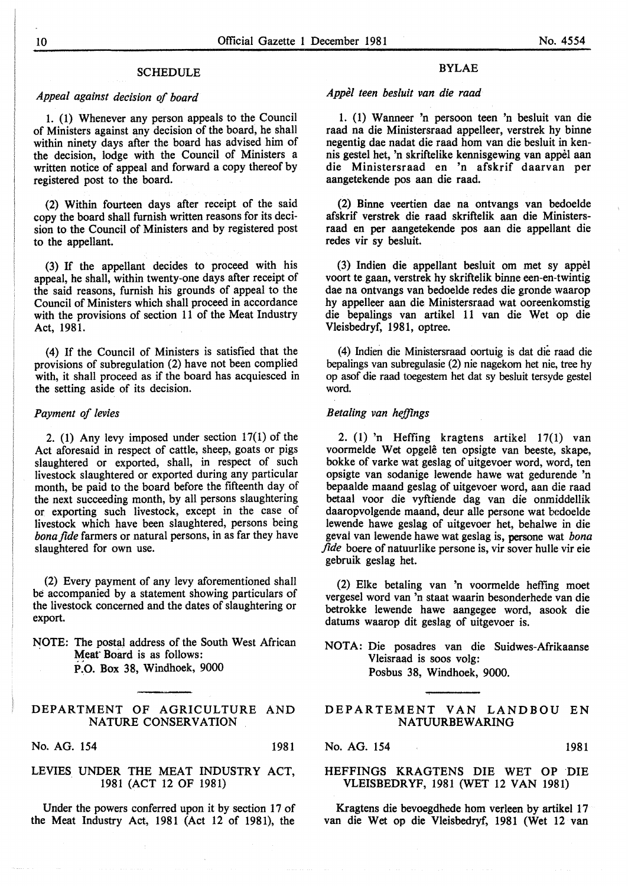## SCHEDULE

*Appeal against decision of board*

1. (1) Whenever any person appeals to the Council of Ministers against any decision of the board, he shall within ninety days after the board has advised him of the decision, lodge with the Council of Ministers a written notice of appeal and forward a copy thereof by registered post to the board.

(2) Within fourteen days after receipt of the said copy the board shall furnish written reasons for its decision to the Council of Ministers and by registered post to the appellant.

(3) If the appellant decides to proceed with his appeal, he shall, within twenty-one days after receipt of the said reasons, furnish his grounds of appeal to the Council of Ministers which shall proceed in accordance with the provisions of section 11 of the Meat Industry Act, 1981.

(4) If the Council of Ministers is satisfied that the provisions of subregulation (2) have not been complied with, it shall proceed as if the board has acquiesced in the setting aside of its decision.

*Payment of levies*

2. (1) Any levy imposed under section 17(1) of the Act aforesaid in respect of cattle, sheep, goats or pigs slaughtered or exported, shall, in respect of such livestock slaughtered or exported during any particular month, be paid to the board before the fifteenth day of the next succeeding month, by all persons slaughtering or exporting such livestock, except in the case of livestock which have been slaughtered, persons being *bona fide* farmers or natural persons, in as far they have slaughtered for own use.

(2) Every payment of any levy aforementioned shall be accompanied by a statement showing particulars of the livestock concerned and the dates of slaughtering or export.

NOTE: The postal address of the South West African Meat Board is as follows:
P.O. Box 38, Windhoek, 9000

## BYLAE

*Appèl teen besluit van die raad*

1. (1) Wanneer 'n persoon teen 'n besluit van die raad na die Ministersraad appelleer, verstrek hy binne negentig dae nadat die raad hom van die besluit in kennis gestel het, 'n skriftelike kennisgewing van appèl aan die Ministersraad en 'n afskrif daarvan per aangetekende pos aan die raad.

(2) Binne veertien dae na ontvangs van bedoelde afskrif verstrek die raad skriftelik aan die Ministersraad en per aangetekende pos aan die appellant die redes vir sy besluit.

(3) Indien die appellant besluit om met sy appèl voort te gaan, verstrek hy skriftelik binne een-en-twintig dae na ontvangs van bedoelde redes die gronde waarop hy appelleer aan die Ministersraad wat ooreenkomstig die bepalings van artikel 11 van die Wet op die Vleisbedryf, 1981, optree.

(4) Indien die Ministersraad oortuig is dat die raad die bepalings van subregulasie (2) nie nagekom het nie, tree hy op asof die raad toegestem het dat sy besluit tersyde gestel word.

*Betaling van heffings*

2. (1) 'n Heffing kragtens artikel 17(1) van voormelde Wet opgelê ten opsigte van beeste, skape, bokke of varke wat geslag of uitgevoer word, word, ten opsigte van sodanige lewende hawe wat gedurende 'n bepaalde maand geslag of uitgevoer word, aan die raad betaal voor die vyftiende dag van die onmiddellik daaropvolgende maand, deur alle persone wat bedoelde lewende hawe geslag of uitgevoer het, behalwe in die geval van lewende hawe wat geslag is, persone wat *bona fide* boere of natuurlike persone is, vir sover hulle vir eie gebruik geslag het.

(2) Elke betaling van 'n voormelde heffing moet vergesel word van 'n staat waarin besonderhede van die betrokke lewende hawe aangegee word, asook die datums waarop dit geslag of uitgevoer is.

NOTA: Die posadres van die Suidwes-Afrikaanse Vleisraad is soos volg:
Posbus 38, Windhoek, 9000.

---

## DEPARTMENT OF AGRICULTURE AND NATURE CONSERVATION

No. AG. 154 1981

### LEVIES UNDER THE MEAT INDUSTRY ACT, 1981 (ACT 12 OF 1981)

Under the powers conferred upon it by section 17 of the Meat Industry Act, 1981 (Act 12 of 1981), the

## DEPARTEMENT VAN LANDBOU EN NATUURBEWARING

No. AG. 154 1981

### HEFFINGS KRAGTENS DIE WET OP DIE VLEISBEDRYF, 1981 (WET 12 VAN 1981)

Kragtens die bevoegdhede hom verleen by artikel 17 van die Wet op die Vleisbedryf, 1981 (Wet 12 van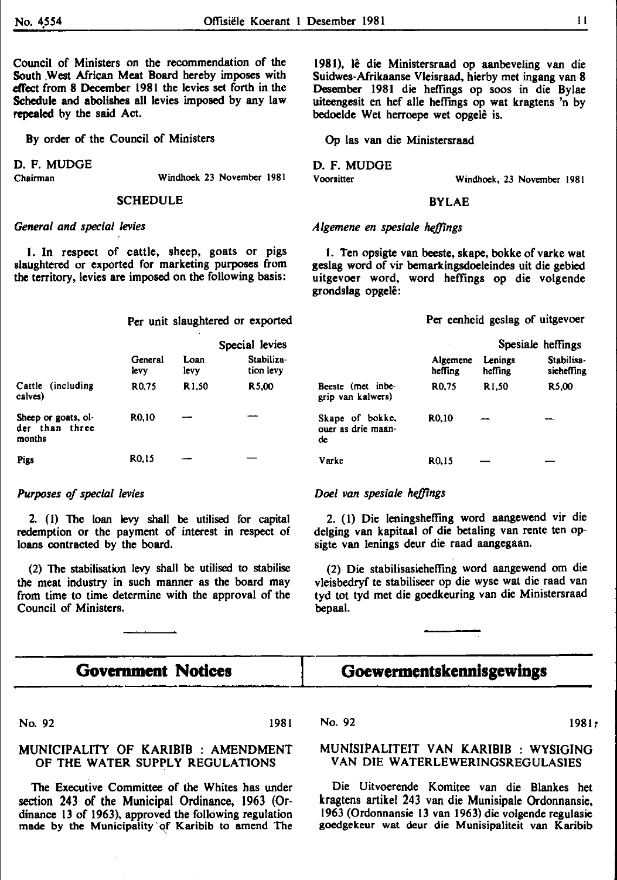Council of Ministers on the recommendation of the South West African Meat Board hereby imposes with effect from 8 December 1981 the levies set forth in the Schedule and abolishes all levies imposed by any law repealed by the said Act.

By order of the Council of Ministers

D. F. MUDGE
Chairman

Windhoek 23 November 1981

## SCHEDULE

*General and special levies*

1. In respect of cattle, sheep, goats or pigs slaughtered or exported for marketing purposes from the territory, levies are imposed on the following basis:

Per unit slaughtered or exported

| | | Special levies | |
|---|---|---|---|
| | General levy | Loan levy | Stabilization levy |
| Cattle (including calves) | R0,75 | R1,50 | R5,00 |
| Sheep or goats, older than three months | R0,10 | — | — |
| Pigs | R0,15 | — | — |

*Purposes of special levies*

2. (1) The loan levy shall be utilised for capital redemption or the payment of interest in respect of loans contracted by the board.

(2) The stabilisation levy shall be utilised to stabilise the meat industry in such manner as the board may from time to time determine with the approval of the Council of Ministers.

1981), lê die Ministersraad op aanbeveling van die Suidwes-Afrikaanse Vleisraad, hierby met ingang van 8 Desember 1981 die heffings op soos in die Bylae uiteengesit en hef alle heffings op wat kragtens 'n by bedoelde Wet herroepe wet opgelê is.

Op las van die Ministersraad

D. F. MUDGE
Voorsitter

Windhoek, 23 November 1981

## BYLAE

*Algemene en spesiale heffings*

1. Ten opsigte van beeste, skape, bokke of varke wat geslag word of vir bemarkingsdoeleindes uit die gebied uitgevoer word, word heffings op die volgende grondslag opgelê:

Per eenheid geslag of uitgevoer

| | | Spesiale heffings | |
|---|---|---|---|
| | Algemene heffing | Lenings heffing | Stabilisasieheffing |
| Beeste (met inbegrip van kalwers) | R0,75 | R1,50 | R5,00 |
| Skape of bokke, ouer as drie maande | R0,10 | — | — |
| Varke | R0,15 | — | — |

*Doel van spesiale heffings*

2. (1) Die leningsheffing word aangewend vir die delging van kapitaal of die betaling van rente ten opsigte van lenings deur die raad aangegaan.

(2) Die stabilisasieheffing word aangewend om die vleisbedryf te stabiliseer op die wyse wat die raad van tyd tot tyd met die goedkeuring van die Ministersraad bepaal.

# Government Notices

No. 92 1981

## MUNICIPALITY OF KARIBIB : AMENDMENT OF THE WATER SUPPLY REGULATIONS

The Executive Committee of the Whites has under section 243 of the Municipal Ordinance, 1963 (Ordinance 13 of 1963), approved the following regulation made by the Municipality of Karibib to amend The

# Goewermentskennisgewings

No. 92 1981

## MUNISIPALITEIT VAN KARIBIB : WYSIGING VAN DIE WATERLEWERINGSREGULASIES

Die Uitvoerende Komitee van die Blankes het kragtens artikel 243 van die Munisipale Ordonnansie, 1963 (Ordonnansie 13 van 1963) die volgende regulasie goedgekeur wat deur die Munisipaliteit van Karibib